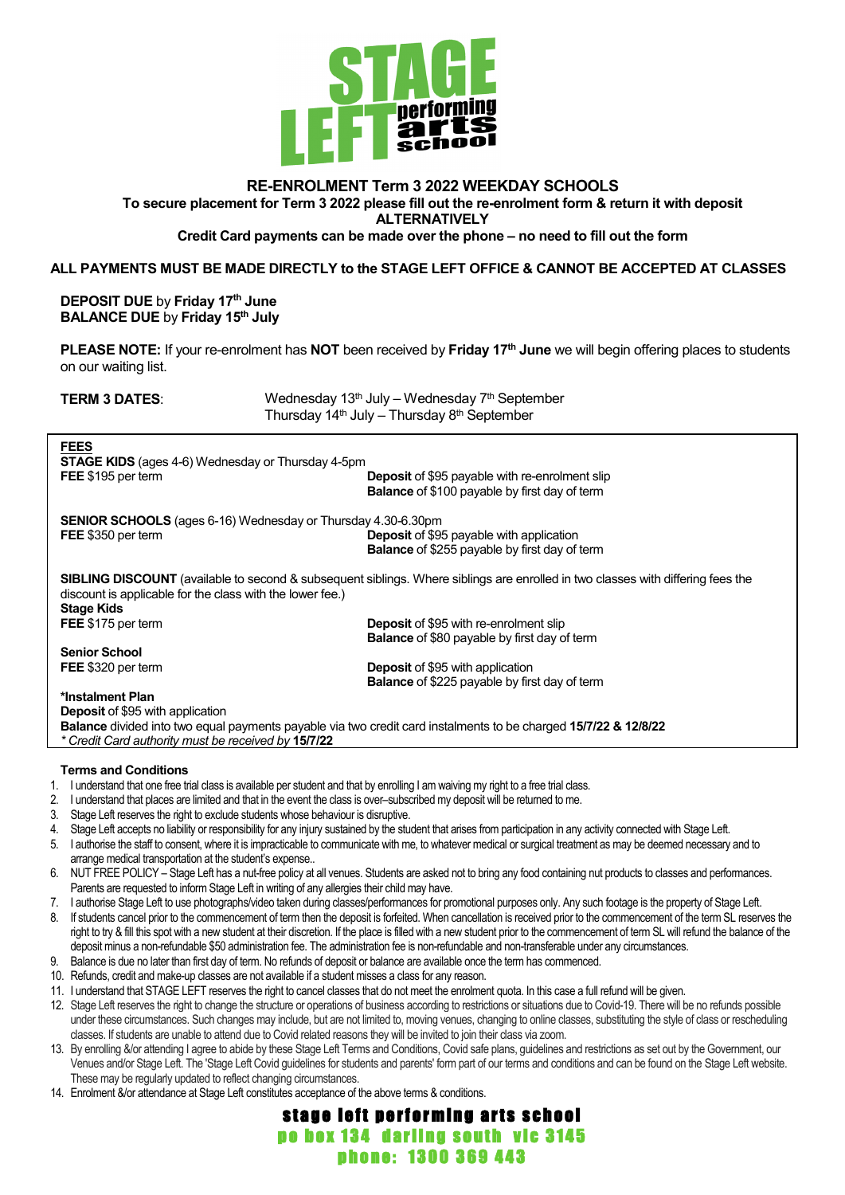# STAGE LEFT performing arts school

## RE-ENROLMENT Term 3 2022 WEEKDAY SCHOOLS

**To secure placement for Term 3 2022 please fill out the re-enrolment form & return it with deposit**
**ALTERNATIVELY**
**Credit Card payments can be made over the phone – no need to fill out the form**

**ALL PAYMENTS MUST BE MADE DIRECTLY to the STAGE LEFT OFFICE & CANNOT BE ACCEPTED AT CLASSES**

**DEPOSIT DUE** by **Friday 17th June**
**BALANCE DUE** by **Friday 15th July**

**PLEASE NOTE:** If your re-enrolment has **NOT** been received by **Friday 17th June** we will begin offering places to students on our waiting list.

**TERM 3 DATES**: Wednesday 13th July – Wednesday 7th September
Thursday 14th July – Thursday 8th September

**FEES**

**STAGE KIDS** (ages 4-6) Wednesday or Thursday 4-5pm
**FEE** $195 per term
**Deposit** of $95 payable with re-enrolment slip
**Balance** of $100 payable by first day of term

**SENIOR SCHOOLS** (ages 6-16) Wednesday or Thursday 4.30-6.30pm
**FEE** $350 per term
**Deposit** of $95 payable with application
**Balance** of $255 payable by first day of term

**SIBLING DISCOUNT** (available to second & subsequent siblings. Where siblings are enrolled in two classes with differing fees the discount is applicable for the class with the lower fee.)

**Stage Kids**
**FEE** $175 per term
**Deposit** of $95 with re-enrolment slip
**Balance** of $80 payable by first day of term

**Senior School**
**FEE** $320 per term
**Deposit** of $95 with application
**Balance** of $225 payable by first day of term

**\*Instalment Plan**
**Deposit** of $95 with application
**Balance** divided into two equal payments payable via two credit card instalments to be charged **15/7/22 & 12/8/22**
*\* Credit Card authority must be received by* **15/7/22**

### Terms and Conditions

1. I understand that one free trial class is available per student and that by enrolling I am waiving my right to a free trial class.
2. I understand that places are limited and that in the event the class is over–subscribed my deposit will be returned to me.
3. Stage Left reserves the right to exclude students whose behaviour is disruptive.
4. Stage Left accepts no liability or responsibility for any injury sustained by the student that arises from participation in any activity connected with Stage Left.
5. I authorise the staff to consent, where it is impracticable to communicate with me, to whatever medical or surgical treatment as may be deemed necessary and to arrange medical transportation at the student's expense..
6. NUT FREE POLICY – Stage Left has a nut-free policy at all venues. Students are asked not to bring any food containing nut products to classes and performances. Parents are requested to inform Stage Left in writing of any allergies their child may have.
7. I authorise Stage Left to use photographs/video taken during classes/performances for promotional purposes only. Any such footage is the property of Stage Left.
8. If students cancel prior to the commencement of term then the deposit is forfeited. When cancellation is received prior to the commencement of the term SL reserves the right to try & fill this spot with a new student at their discretion. If the place is filled with a new student prior to the commencement of term SL will refund the balance of the deposit minus a non-refundable $50 administration fee. The administration fee is non-refundable and non-transferable under any circumstances.
9. Balance is due no later than first day of term. No refunds of deposit or balance are available once the term has commenced.
10. Refunds, credit and make-up classes are not available if a student misses a class for any reason.
11. I understand that STAGE LEFT reserves the right to cancel classes that do not meet the enrolment quota. In this case a full refund will be given.
12. Stage Left reserves the right to change the structure or operations of business according to restrictions or situations due to Covid-19. There will be no refunds possible under these circumstances. Such changes may include, but are not limited to, moving venues, changing to online classes, substituting the style of class or rescheduling classes. If students are unable to attend due to Covid related reasons they will be invited to join their class via zoom.
13. By enrolling &/or attending I agree to abide by these Stage Left Terms and Conditions, Covid safe plans, guidelines and restrictions as set out by the Government, our Venues and/or Stage Left. The 'Stage Left Covid guidelines for students and parents' form part of our terms and conditions and can be found on the Stage Left website. These may be regularly updated to reflect changing circumstances.
14. Enrolment &/or attendance at Stage Left constitutes acceptance of the above terms & conditions.

**stage left performing arts school**
**po box 134 darling south vic 3145**
**phone: 1300 369 443**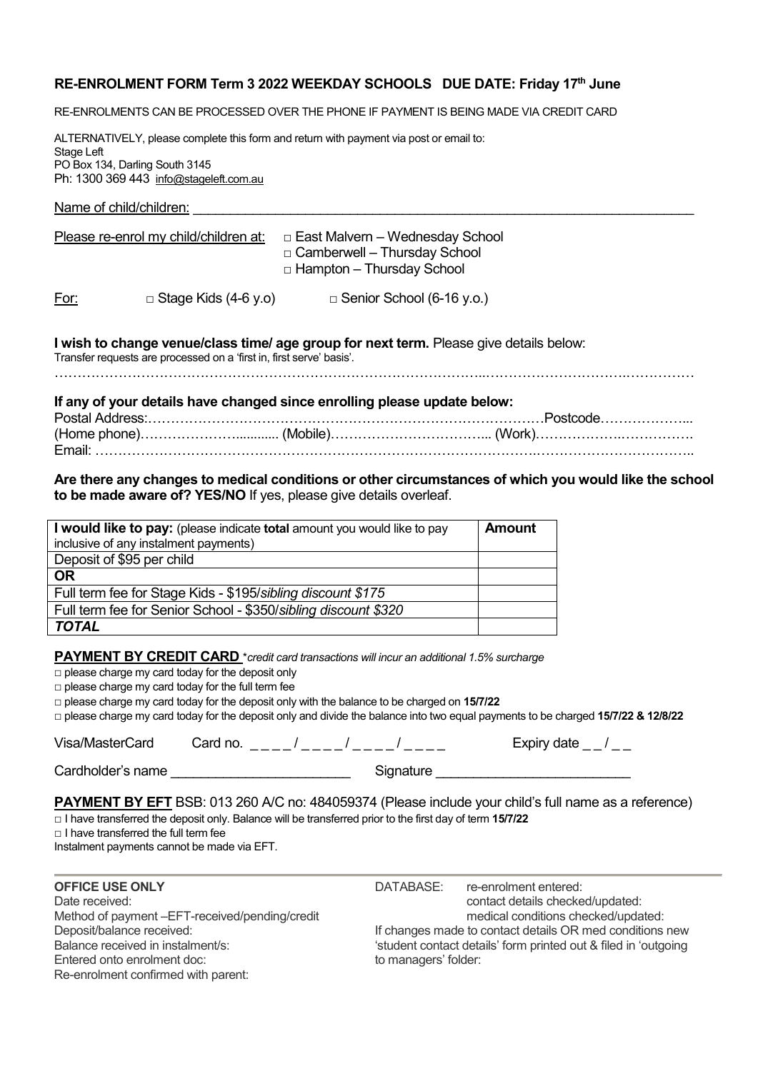## RE-ENROLMENT FORM Term 3 2022 WEEKDAY SCHOOLS DUE DATE: Friday 17th June

RE-ENROLMENTS CAN BE PROCESSED OVER THE PHONE IF PAYMENT IS BEING MADE VIA CREDIT CARD

ALTERNATIVELY, please complete this form and return with payment via post or email to:
Stage Left
PO Box 134, Darling South 3145
Ph: 1300 369 443 info@stageleft.com.au

Name of child/children: ______________________________________________________________

Please re-enrol my child/children at:
□ East Malvern – Wednesday School
□ Camberwell – Thursday School
□ Hampton – Thursday School

For: □ Stage Kids (4-6 y.o) □ Senior School (6-16 y.o.)

**I wish to change venue/class time/ age group for next term.** Please give details below:
Transfer requests are processed on a 'first in, first serve' basis'.

……………………………………………………………………………………………………………………………

**If any of your details have changed since enrolling please update below:**

Postal Address:……………………………………………………………………………Postcode………………...
(Home phone)…………………........... (Mobile)……………………………... (Work)……………….…………….
Email: ……………………………………………………………………………………………………………………..

**Are there any changes to medical conditions or other circumstances of which you would like the school to be made aware of? YES/NO** If yes, please give details overleaf.

| **I would like to pay:** (please indicate **total** amount you would like to pay inclusive of any instalment payments) | **Amount** |
|---|---|
| Deposit of $95 per child | |
| **OR** | |
| Full term fee for Stage Kids - $195/*sibling discount $175* | |
| Full term fee for Senior School - $350/*sibling discount $320* | |
| ***TOTAL*** | |

**PAYMENT BY CREDIT CARD** *\*credit card transactions will incur an additional 1.5% surcharge*

□ please charge my card today for the deposit only
□ please charge my card today for the full term fee
□ please charge my card today for the deposit only with the balance to be charged on **15/7/22**
□ please charge my card today for the deposit only and divide the balance into two equal payments to be charged **15/7/22 & 12/8/22**

Visa/MasterCard Card no. _ _ _ _ / _ _ _ _ / _ _ _ _ / _ _ _ _ Expiry date _ _ / _ _

Cardholder's name ________________________ Signature __________________________

**PAYMENT BY EFT** BSB: 013 260 A/C no: 484059374 (Please include your child's full name as a reference)

□ I have transferred the deposit only. Balance will be transferred prior to the first day of term **15/7/22**
□ I have transferred the full term fee
Instalment payments cannot be made via EFT.

---

**OFFICE USE ONLY**
Date received:
Method of payment –EFT-received/pending/credit
Deposit/balance received:
Balance received in instalment/s:
Entered onto enrolment doc:
Re-enrolment confirmed with parent:

DATABASE: re-enrolment entered:
contact details checked/updated:
medical conditions checked/updated:
If changes made to contact details OR med conditions new 'student contact details' form printed out & filed in 'outgoing to managers' folder: